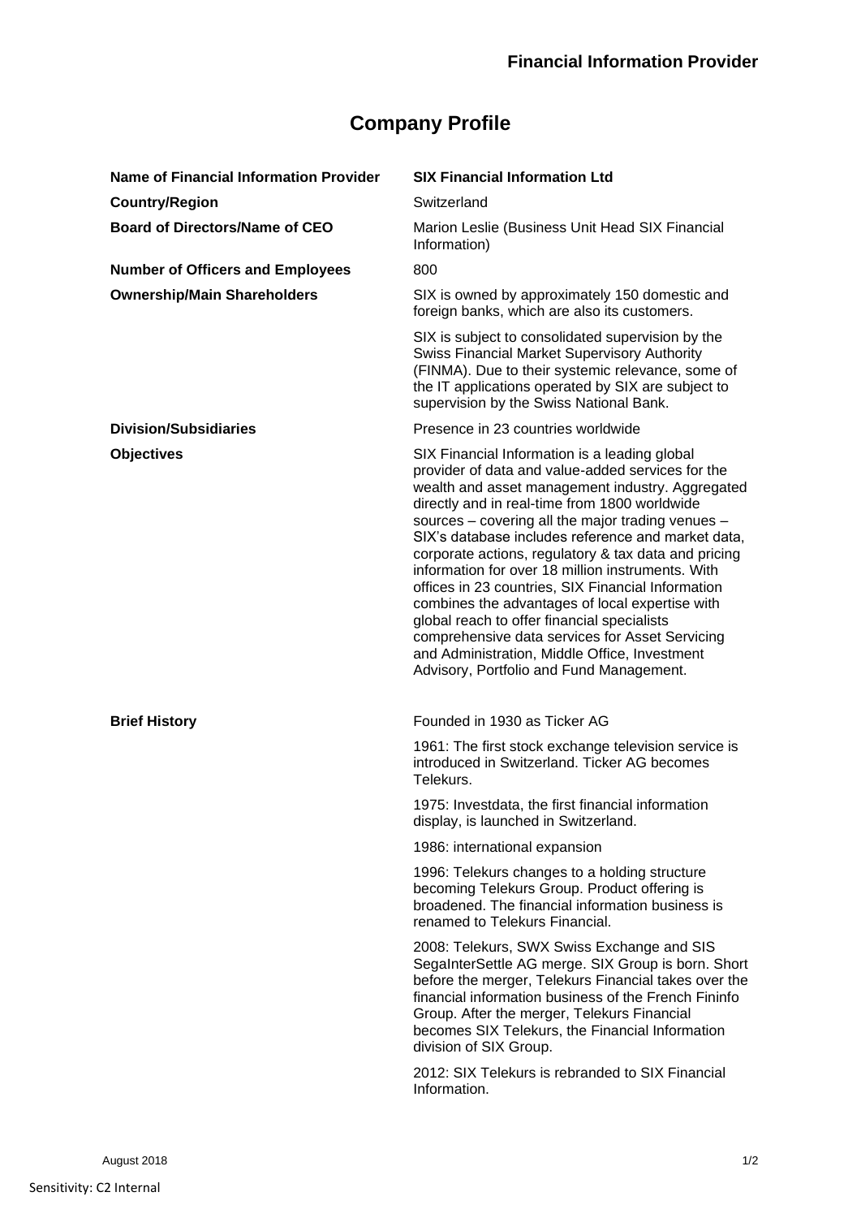**Financial Information Provider**

# Company Profile

| | |
|---|---|
| **Name of Financial Information Provider** | **SIX Financial Information Ltd** |
| **Country/Region** | Switzerland |
| **Board of Directors/Name of CEO** | Marion Leslie (Business Unit Head SIX Financial Information) |
| **Number of Officers and Employees** | 800 |
| **Ownership/Main Shareholders** | SIX is owned by approximately 150 domestic and foreign banks, which are also its customers.<br><br>SIX is subject to consolidated supervision by the Swiss Financial Market Supervisory Authority (FINMA). Due to their systemic relevance, some of the IT applications operated by SIX are subject to supervision by the Swiss National Bank. |
| **Division/Subsidiaries** | Presence in 23 countries worldwide |
| **Objectives** | SIX Financial Information is a leading global provider of data and value-added services for the wealth and asset management industry. Aggregated directly and in real-time from 1800 worldwide sources – covering all the major trading venues – SIX's database includes reference and market data, corporate actions, regulatory & tax data and pricing information for over 18 million instruments. With offices in 23 countries, SIX Financial Information combines the advantages of local expertise with global reach to offer financial specialists comprehensive data services for Asset Servicing and Administration, Middle Office, Investment Advisory, Portfolio and Fund Management. |
| **Brief History** | Founded in 1930 as Ticker AG<br><br>1961: The first stock exchange television service is introduced in Switzerland. Ticker AG becomes Telekurs.<br><br>1975: Investdata, the first financial information display, is launched in Switzerland.<br><br>1986: international expansion<br><br>1996: Telekurs changes to a holding structure becoming Telekurs Group. Product offering is broadened. The financial information business is renamed to Telekurs Financial.<br><br>2008: Telekurs, SWX Swiss Exchange and SIS SegaInterSettle AG merge. SIX Group is born. Short before the merger, Telekurs Financial takes over the financial information business of the French Fininfo Group. After the merger, Telekurs Financial becomes SIX Telekurs, the Financial Information division of SIX Group.<br><br>2012: SIX Telekurs is rebranded to SIX Financial Information. |

August 2018

Sensitivity: C2 Internal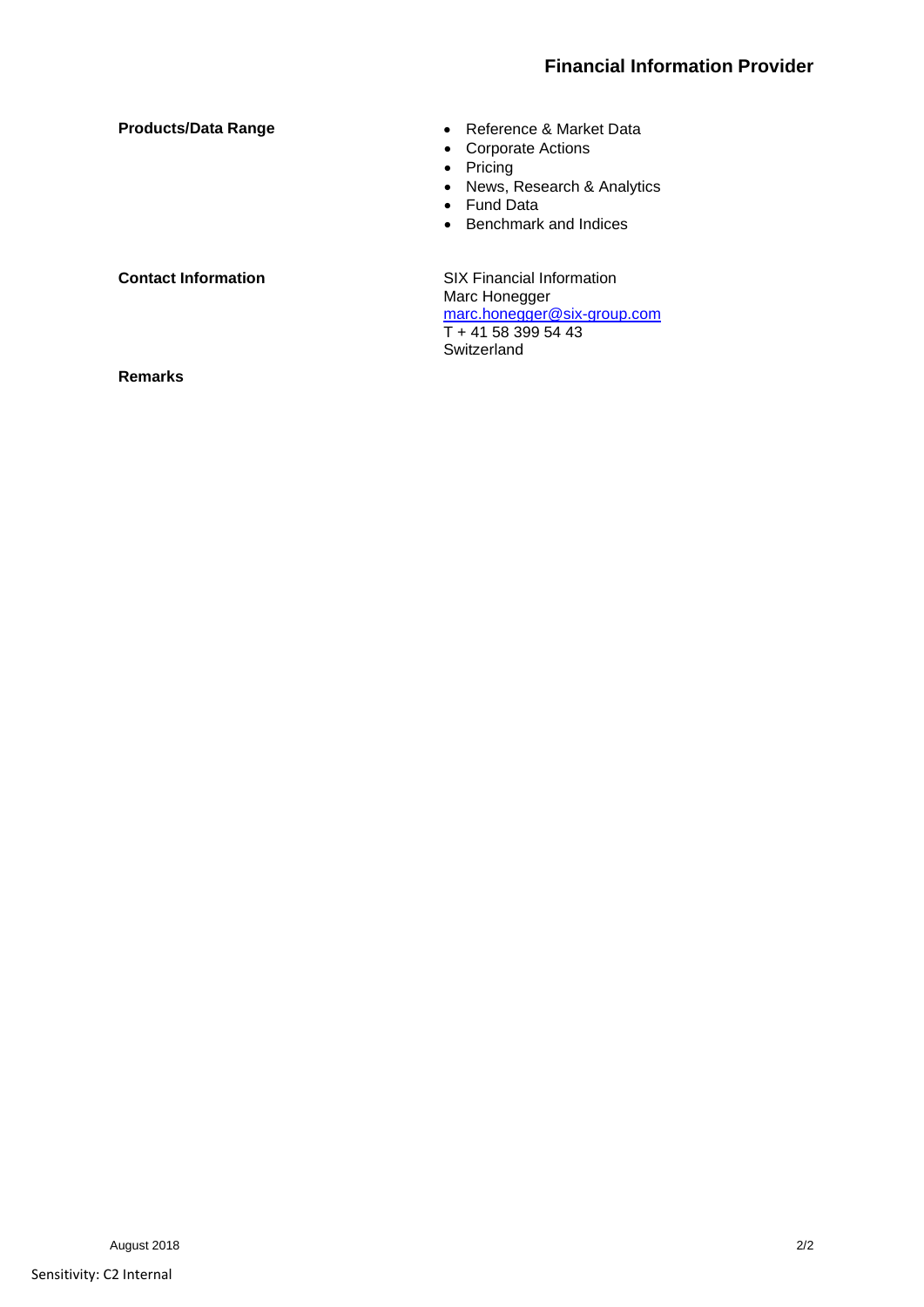| | |
|---|---|
| **Products/Data Range** | • Reference & Market Data<br>• Corporate Actions<br>• Pricing<br>• News, Research & Analytics<br>• Fund Data<br>• Benchmark and Indices |
| **Contact Information** | SIX Financial Information<br>Marc Honegger<br>marc.honegger@six-group.com<br>T + 41 58 399 54 43<br>Switzerland |
| **Remarks** | |

August 2018

Sensitivity: C2 Internal